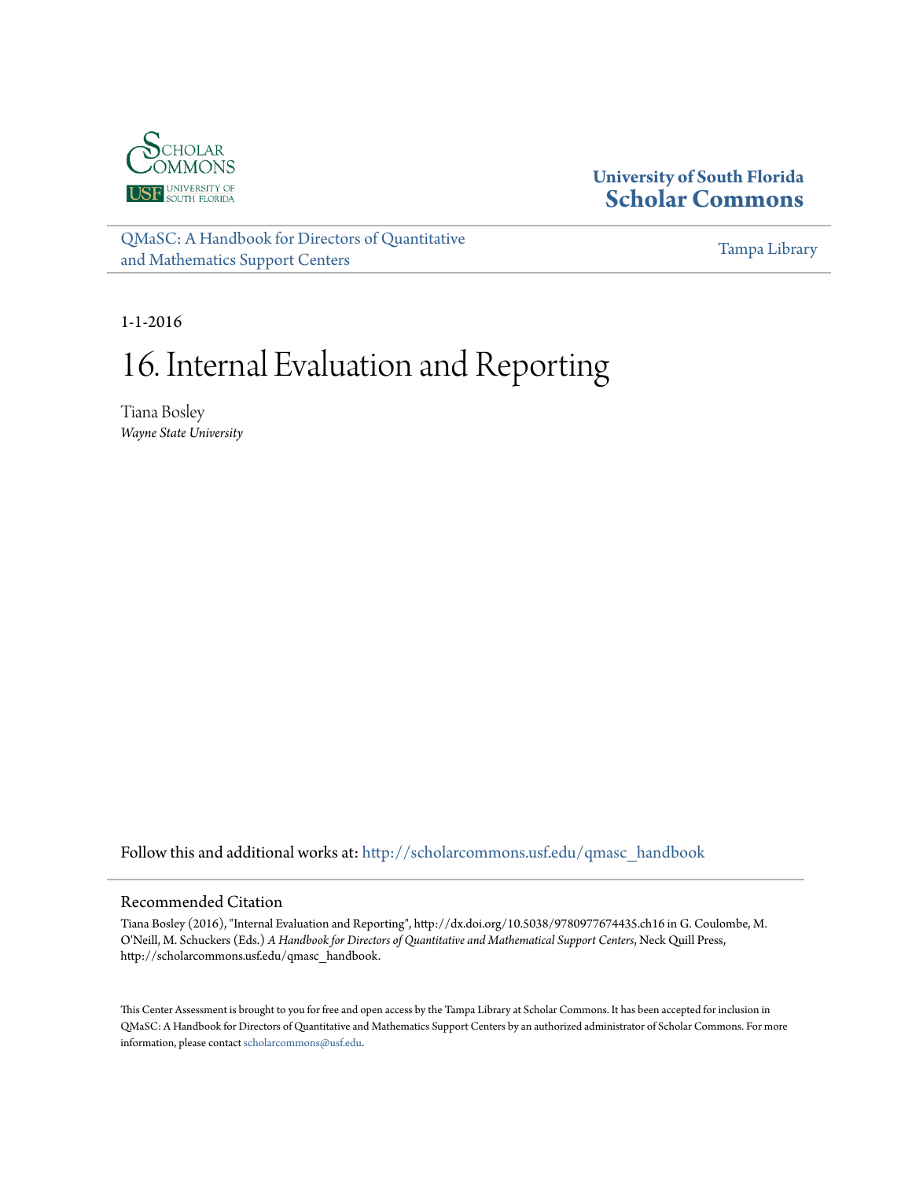University of South Florida
**Scholar Commons**

QMaSC: A Handbook for Directors of Quantitative and Mathematics Support Centers

Tampa Library

1-1-2016

# 16. Internal Evaluation and Reporting

Tiana Bosley
*Wayne State University*

Follow this and additional works at: http://scholarcommons.usf.edu/qmasc_handbook

## Recommended Citation

Tiana Bosley (2016), "Internal Evaluation and Reporting", http://dx.doi.org/10.5038/9780977674435.ch16 in G. Coulombe, M. O'Neill, M. Schuckers (Eds.) *A Handbook for Directors of Quantitative and Mathematical Support Centers*, Neck Quill Press, http://scholarcommons.usf.edu/qmasc_handbook.

This Center Assessment is brought to you for free and open access by the Tampa Library at Scholar Commons. It has been accepted for inclusion in QMaSC: A Handbook for Directors of Quantitative and Mathematics Support Centers by an authorized administrator of Scholar Commons. For more information, please contact scholarcommons@usf.edu.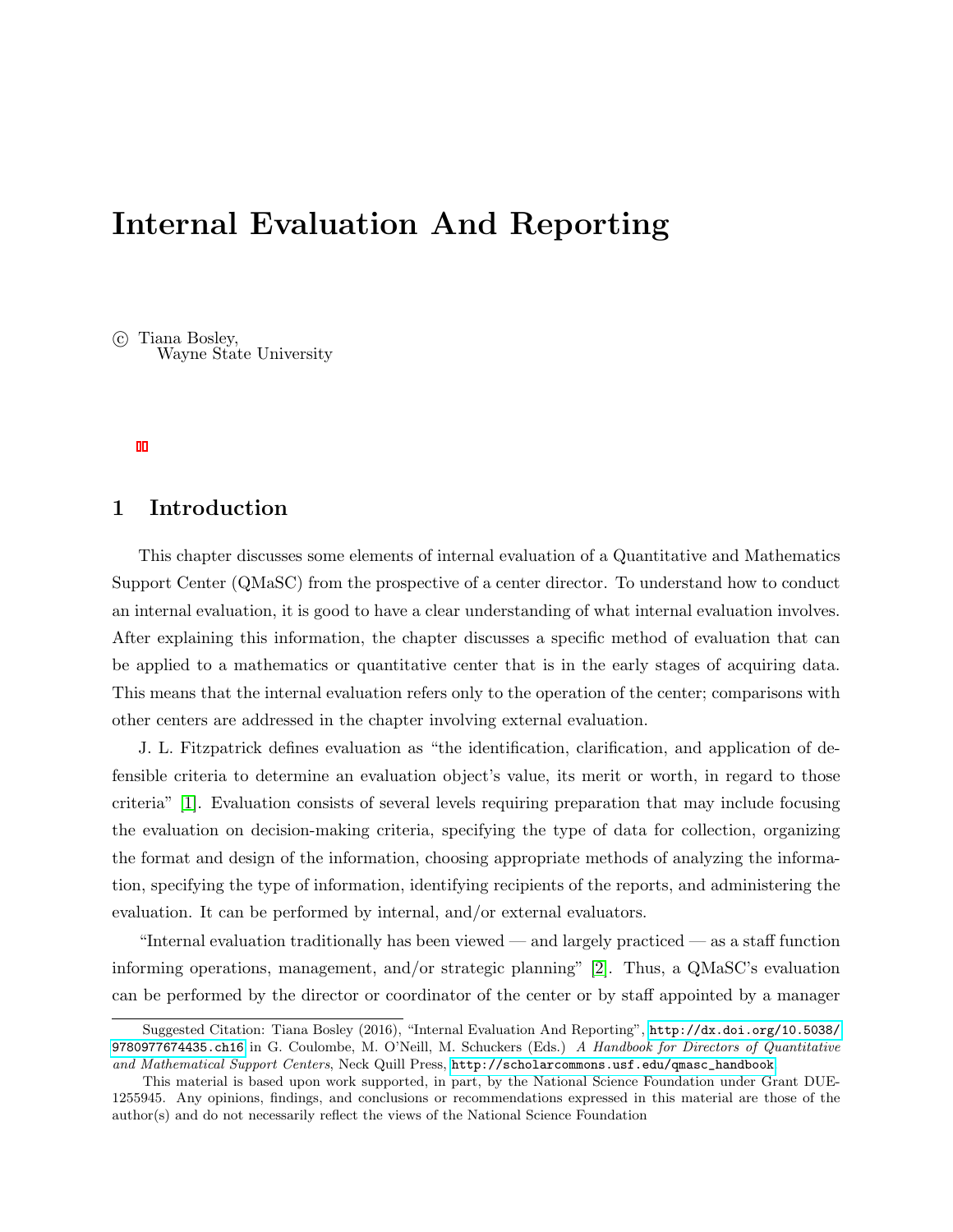# Internal Evaluation And Reporting

© Tiana Bosley,
Wayne State University

## 1 Introduction

This chapter discusses some elements of internal evaluation of a Quantitative and Mathematics Support Center (QMaSC) from the prospective of a center director. To understand how to conduct an internal evaluation, it is good to have a clear understanding of what internal evaluation involves. After explaining this information, the chapter discusses a specific method of evaluation that can be applied to a mathematics or quantitative center that is in the early stages of acquiring data. This means that the internal evaluation refers only to the operation of the center; comparisons with other centers are addressed in the chapter involving external evaluation.

J. L. Fitzpatrick defines evaluation as "the identification, clarification, and application of defensible criteria to determine an evaluation object's value, its merit or worth, in regard to those criteria" [1]. Evaluation consists of several levels requiring preparation that may include focusing the evaluation on decision-making criteria, specifying the type of data for collection, organizing the format and design of the information, choosing appropriate methods of analyzing the information, specifying the type of information, identifying recipients of the reports, and administering the evaluation. It can be performed by internal, and/or external evaluators.

"Internal evaluation traditionally has been viewed — and largely practiced — as a staff function informing operations, management, and/or strategic planning" [2]. Thus, a QMaSC's evaluation can be performed by the director or coordinator of the center or by staff appointed by a manager

Suggested Citation: Tiana Bosley (2016), "Internal Evaluation And Reporting", http://dx.doi.org/10.5038/9780977674435.ch16 in G. Coulombe, M. O'Neill, M. Schuckers (Eds.) *A Handbook for Directors of Quantitative and Mathematical Support Centers*, Neck Quill Press, http://scholarcommons.usf.edu/qmasc_handbook

This material is based upon work supported, in part, by the National Science Foundation under Grant DUE-1255945. Any opinions, findings, and conclusions or recommendations expressed in this material are those of the author(s) and do not necessarily reflect the views of the National Science Foundation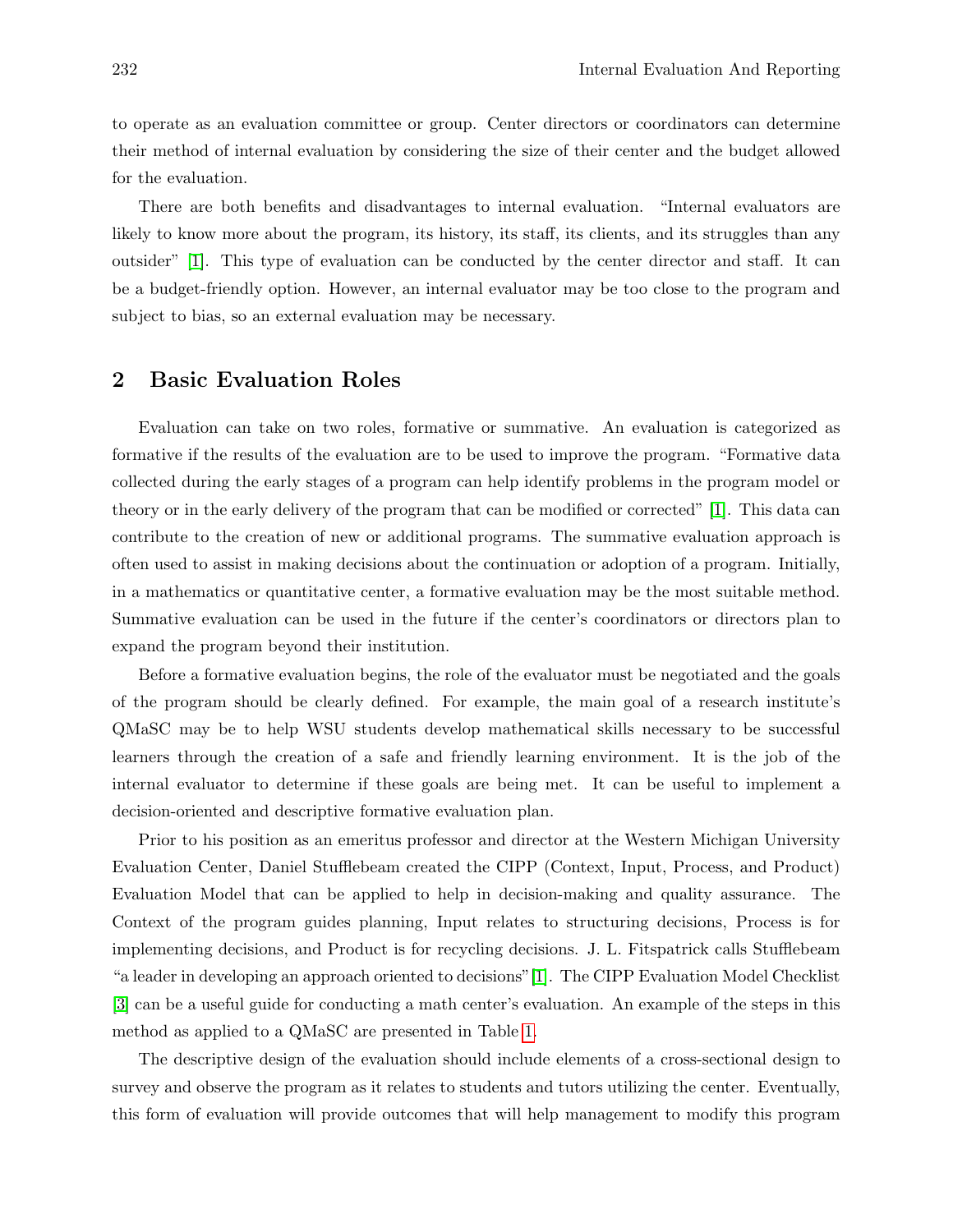to operate as an evaluation committee or group. Center directors or coordinators can determine their method of internal evaluation by considering the size of their center and the budget allowed for the evaluation.

There are both benefits and disadvantages to internal evaluation. "Internal evaluators are likely to know more about the program, its history, its staff, its clients, and its struggles than any outsider" [1]. This type of evaluation can be conducted by the center director and staff. It can be a budget-friendly option. However, an internal evaluator may be too close to the program and subject to bias, so an external evaluation may be necessary.

## 2 Basic Evaluation Roles

Evaluation can take on two roles, formative or summative. An evaluation is categorized as formative if the results of the evaluation are to be used to improve the program. "Formative data collected during the early stages of a program can help identify problems in the program model or theory or in the early delivery of the program that can be modified or corrected" [1]. This data can contribute to the creation of new or additional programs. The summative evaluation approach is often used to assist in making decisions about the continuation or adoption of a program. Initially, in a mathematics or quantitative center, a formative evaluation may be the most suitable method. Summative evaluation can be used in the future if the center's coordinators or directors plan to expand the program beyond their institution.

Before a formative evaluation begins, the role of the evaluator must be negotiated and the goals of the program should be clearly defined. For example, the main goal of a research institute's QMaSC may be to help WSU students develop mathematical skills necessary to be successful learners through the creation of a safe and friendly learning environment. It is the job of the internal evaluator to determine if these goals are being met. It can be useful to implement a decision-oriented and descriptive formative evaluation plan.

Prior to his position as an emeritus professor and director at the Western Michigan University Evaluation Center, Daniel Stufflebeam created the CIPP (Context, Input, Process, and Product) Evaluation Model that can be applied to help in decision-making and quality assurance. The Context of the program guides planning, Input relates to structuring decisions, Process is for implementing decisions, and Product is for recycling decisions. J. L. Fitspatrick calls Stufflebeam "a leader in developing an approach oriented to decisions" [1]. The CIPP Evaluation Model Checklist [3] can be a useful guide for conducting a math center's evaluation. An example of the steps in this method as applied to a QMaSC are presented in Table 1.

The descriptive design of the evaluation should include elements of a cross-sectional design to survey and observe the program as it relates to students and tutors utilizing the center. Eventually, this form of evaluation will provide outcomes that will help management to modify this program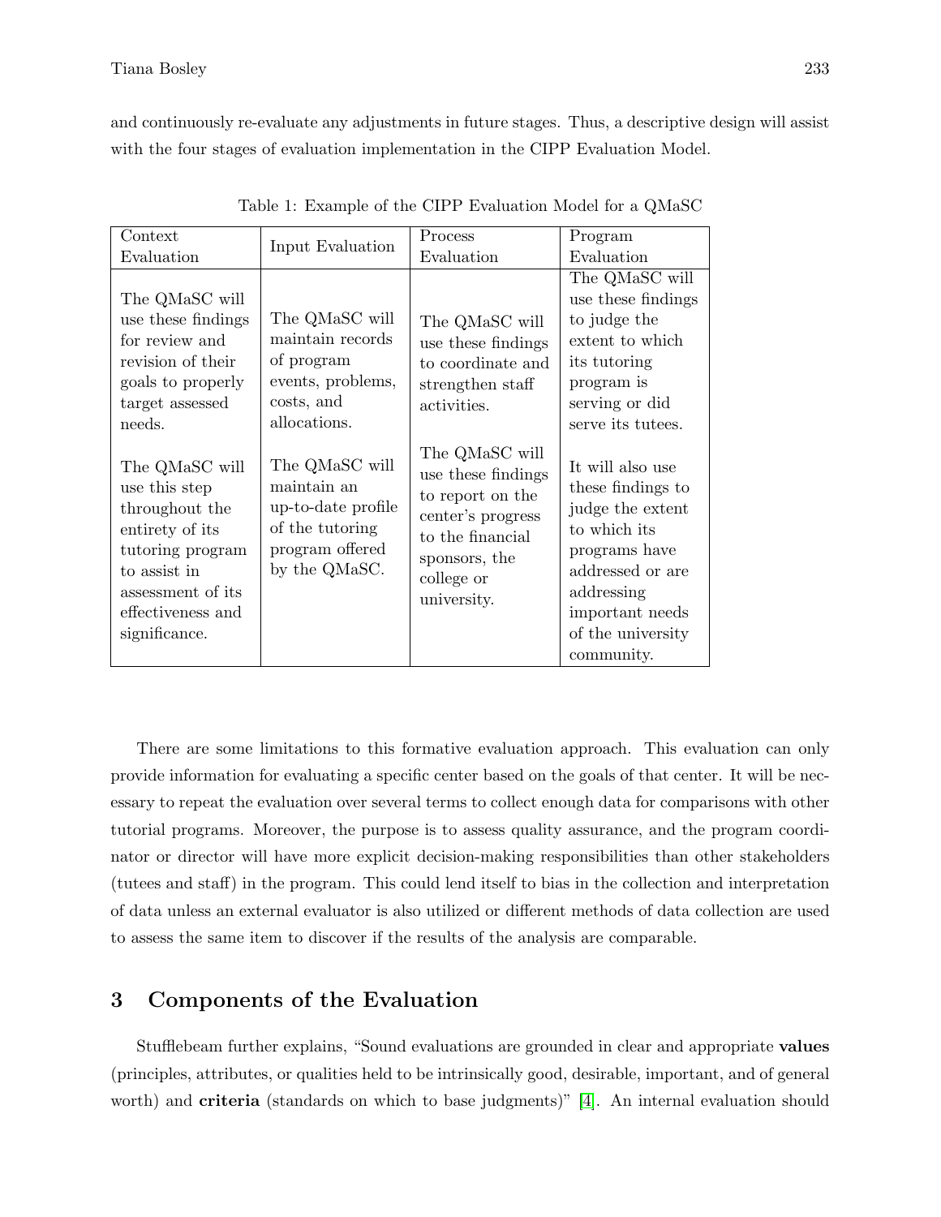and continuously re-evaluate any adjustments in future stages. Thus, a descriptive design will assist with the four stages of evaluation implementation in the CIPP Evaluation Model.

Table 1: Example of the CIPP Evaluation Model for a QMaSC

| Context Evaluation | Input Evaluation | Process Evaluation | Program Evaluation |
|---|---|---|---|
| The QMaSC will use these findings for review and revision of their goals to properly target assessed needs. | The QMaSC will maintain records of program events, problems, costs, and allocations. | The QMaSC will use these findings to coordinate and strengthen staff activities. | The QMaSC will use these findings to judge the extent to which its tutoring program is serving or did serve its tutees. |
| The QMaSC will use this step throughout the entirety of its tutoring program to assist in assessment of its effectiveness and significance. | The QMaSC will maintain an up-to-date profile of the tutoring program offered by the QMaSC. | The QMaSC will use these findings to report on the center's progress to the financial sponsors, the college or university. | It will also use these findings to judge the extent to which its programs have addressed or are addressing important needs of the university community. |

There are some limitations to this formative evaluation approach. This evaluation can only provide information for evaluating a specific center based on the goals of that center. It will be necessary to repeat the evaluation over several terms to collect enough data for comparisons with other tutorial programs. Moreover, the purpose is to assess quality assurance, and the program coordinator or director will have more explicit decision-making responsibilities than other stakeholders (tutees and staff) in the program. This could lend itself to bias in the collection and interpretation of data unless an external evaluator is also utilized or different methods of data collection are used to assess the same item to discover if the results of the analysis are comparable.

## 3 Components of the Evaluation

Stufflebeam further explains, "Sound evaluations are grounded in clear and appropriate **values** (principles, attributes, or qualities held to be intrinsically good, desirable, important, and of general worth) and **criteria** (standards on which to base judgments)" [4]. An internal evaluation should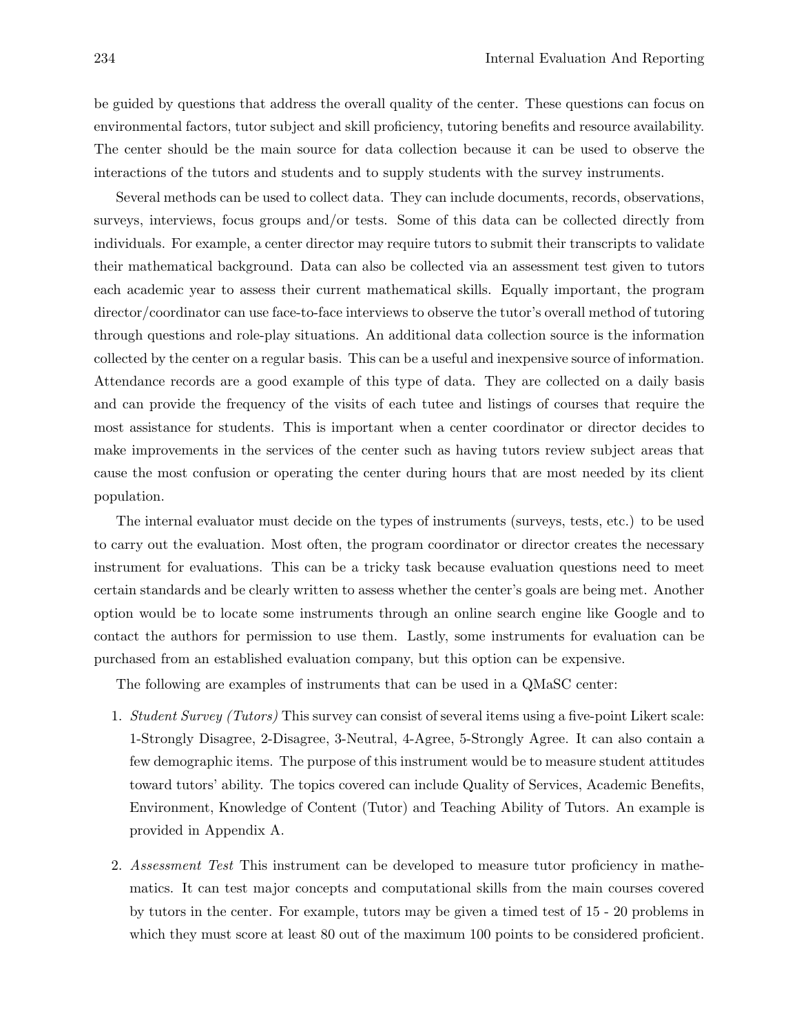be guided by questions that address the overall quality of the center. These questions can focus on environmental factors, tutor subject and skill proficiency, tutoring benefits and resource availability. The center should be the main source for data collection because it can be used to observe the interactions of the tutors and students and to supply students with the survey instruments.

Several methods can be used to collect data. They can include documents, records, observations, surveys, interviews, focus groups and/or tests. Some of this data can be collected directly from individuals. For example, a center director may require tutors to submit their transcripts to validate their mathematical background. Data can also be collected via an assessment test given to tutors each academic year to assess their current mathematical skills. Equally important, the program director/coordinator can use face-to-face interviews to observe the tutor's overall method of tutoring through questions and role-play situations. An additional data collection source is the information collected by the center on a regular basis. This can be a useful and inexpensive source of information. Attendance records are a good example of this type of data. They are collected on a daily basis and can provide the frequency of the visits of each tutee and listings of courses that require the most assistance for students. This is important when a center coordinator or director decides to make improvements in the services of the center such as having tutors review subject areas that cause the most confusion or operating the center during hours that are most needed by its client population.

The internal evaluator must decide on the types of instruments (surveys, tests, etc.) to be used to carry out the evaluation. Most often, the program coordinator or director creates the necessary instrument for evaluations. This can be a tricky task because evaluation questions need to meet certain standards and be clearly written to assess whether the center's goals are being met. Another option would be to locate some instruments through an online search engine like Google and to contact the authors for permission to use them. Lastly, some instruments for evaluation can be purchased from an established evaluation company, but this option can be expensive.

The following are examples of instruments that can be used in a QMaSC center:

1. *Student Survey (Tutors)* This survey can consist of several items using a five-point Likert scale: 1-Strongly Disagree, 2-Disagree, 3-Neutral, 4-Agree, 5-Strongly Agree. It can also contain a few demographic items. The purpose of this instrument would be to measure student attitudes toward tutors' ability. The topics covered can include Quality of Services, Academic Benefits, Environment, Knowledge of Content (Tutor) and Teaching Ability of Tutors. An example is provided in Appendix A.

2. *Assessment Test* This instrument can be developed to measure tutor proficiency in mathematics. It can test major concepts and computational skills from the main courses covered by tutors in the center. For example, tutors may be given a timed test of 15 - 20 problems in which they must score at least 80 out of the maximum 100 points to be considered proficient.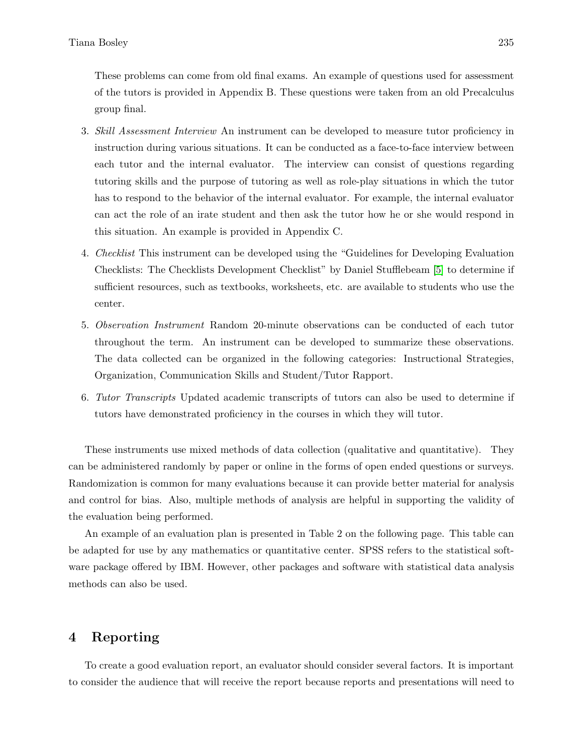These problems can come from old final exams. An example of questions used for assessment of the tutors is provided in Appendix B. These questions were taken from an old Precalculus group final.

3. *Skill Assessment Interview* An instrument can be developed to measure tutor proficiency in instruction during various situations. It can be conducted as a face-to-face interview between each tutor and the internal evaluator. The interview can consist of questions regarding tutoring skills and the purpose of tutoring as well as role-play situations in which the tutor has to respond to the behavior of the internal evaluator. For example, the internal evaluator can act the role of an irate student and then ask the tutor how he or she would respond in this situation. An example is provided in Appendix C.

4. *Checklist* This instrument can be developed using the "Guidelines for Developing Evaluation Checklists: The Checklists Development Checklist" by Daniel Stufflebeam [5] to determine if sufficient resources, such as textbooks, worksheets, etc. are available to students who use the center.

5. *Observation Instrument* Random 20-minute observations can be conducted of each tutor throughout the term. An instrument can be developed to summarize these observations. The data collected can be organized in the following categories: Instructional Strategies, Organization, Communication Skills and Student/Tutor Rapport.

6. *Tutor Transcripts* Updated academic transcripts of tutors can also be used to determine if tutors have demonstrated proficiency in the courses in which they will tutor.

These instruments use mixed methods of data collection (qualitative and quantitative). They can be administered randomly by paper or online in the forms of open ended questions or surveys. Randomization is common for many evaluations because it can provide better material for analysis and control for bias. Also, multiple methods of analysis are helpful in supporting the validity of the evaluation being performed.

An example of an evaluation plan is presented in Table 2 on the following page. This table can be adapted for use by any mathematics or quantitative center. SPSS refers to the statistical software package offered by IBM. However, other packages and software with statistical data analysis methods can also be used.

## 4 Reporting

To create a good evaluation report, an evaluator should consider several factors. It is important to consider the audience that will receive the report because reports and presentations will need to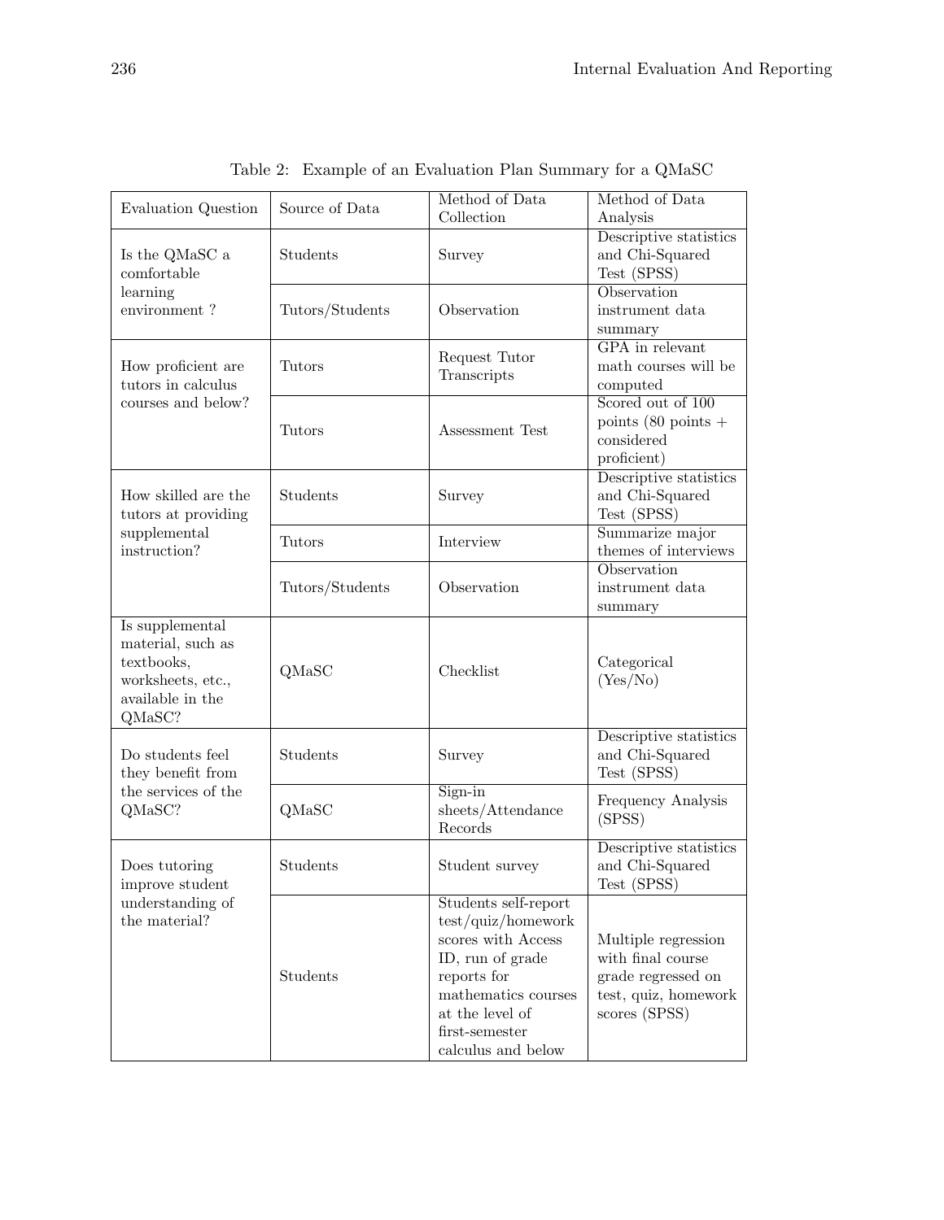Table 2: Example of an Evaluation Plan Summary for a QMaSC

| Evaluation Question | Source of Data | Method of Data Collection | Method of Data Analysis |
|---|---|---|---|
| Is the QMaSC a comfortable learning environment ? | Students | Survey | Descriptive statistics and Chi-Squared Test (SPSS) |
| | Tutors/Students | Observation | Observation instrument data summary |
| How proficient are tutors in calculus courses and below? | Tutors | Request Tutor Transcripts | GPA in relevant math courses will be computed |
| | Tutors | Assessment Test | Scored out of 100 points (80 points + considered proficient) |
| How skilled are the tutors at providing supplemental instruction? | Students | Survey | Descriptive statistics and Chi-Squared Test (SPSS) |
| | Tutors | Interview | Summarize major themes of interviews |
| | Tutors/Students | Observation | Observation instrument data summary |
| Is supplemental material, such as textbooks, worksheets, etc., available in the QMaSC? | QMaSC | Checklist | Categorical (Yes/No) |
| Do students feel they benefit from the services of the QMaSC? | Students | Survey | Descriptive statistics and Chi-Squared Test (SPSS) |
| | QMaSC | Sign-in sheets/Attendance Records | Frequency Analysis (SPSS) |
| Does tutoring improve student understanding of the material? | Students | Student survey | Descriptive statistics and Chi-Squared Test (SPSS) |
| | Students | Students self-report test/quiz/homework scores with Access ID, run of grade reports for mathematics courses at the level of first-semester calculus and below | Multiple regression with final course grade regressed on test, quiz, homework scores (SPSS) |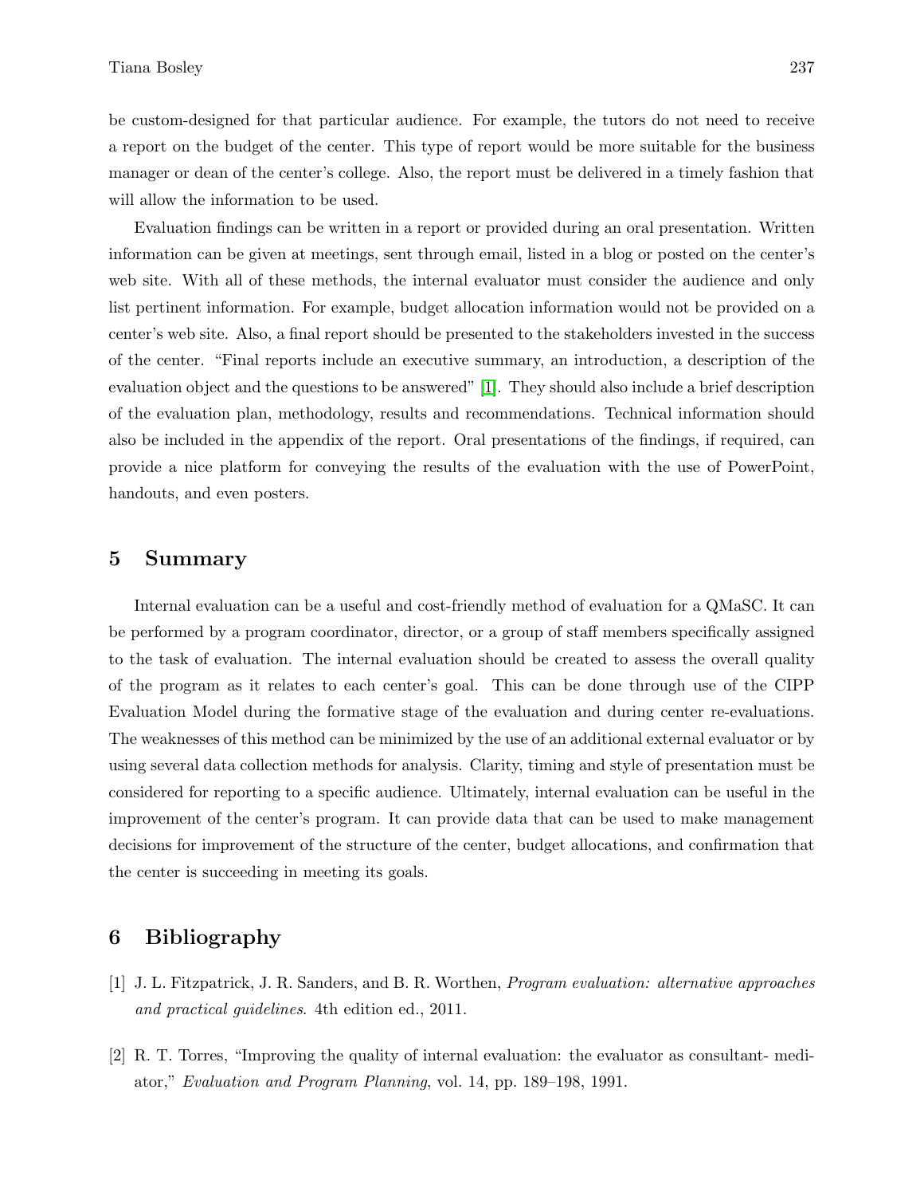be custom-designed for that particular audience. For example, the tutors do not need to receive a report on the budget of the center. This type of report would be more suitable for the business manager or dean of the center's college. Also, the report must be delivered in a timely fashion that will allow the information to be used.

Evaluation findings can be written in a report or provided during an oral presentation. Written information can be given at meetings, sent through email, listed in a blog or posted on the center's web site. With all of these methods, the internal evaluator must consider the audience and only list pertinent information. For example, budget allocation information would not be provided on a center's web site. Also, a final report should be presented to the stakeholders invested in the success of the center. "Final reports include an executive summary, an introduction, a description of the evaluation object and the questions to be answered" [1]. They should also include a brief description of the evaluation plan, methodology, results and recommendations. Technical information should also be included in the appendix of the report. Oral presentations of the findings, if required, can provide a nice platform for conveying the results of the evaluation with the use of PowerPoint, handouts, and even posters.

## 5 Summary

Internal evaluation can be a useful and cost-friendly method of evaluation for a QMaSC. It can be performed by a program coordinator, director, or a group of staff members specifically assigned to the task of evaluation. The internal evaluation should be created to assess the overall quality of the program as it relates to each center's goal. This can be done through use of the CIPP Evaluation Model during the formative stage of the evaluation and during center re-evaluations. The weaknesses of this method can be minimized by the use of an additional external evaluator or by using several data collection methods for analysis. Clarity, timing and style of presentation must be considered for reporting to a specific audience. Ultimately, internal evaluation can be useful in the improvement of the center's program. It can provide data that can be used to make management decisions for improvement of the structure of the center, budget allocations, and confirmation that the center is succeeding in meeting its goals.

## 6 Bibliography

[1] J. L. Fitzpatrick, J. R. Sanders, and B. R. Worthen, *Program evaluation: alternative approaches and practical guidelines*. 4th edition ed., 2011.

[2] R. T. Torres, "Improving the quality of internal evaluation: the evaluator as consultant- mediator," *Evaluation and Program Planning*, vol. 14, pp. 189–198, 1991.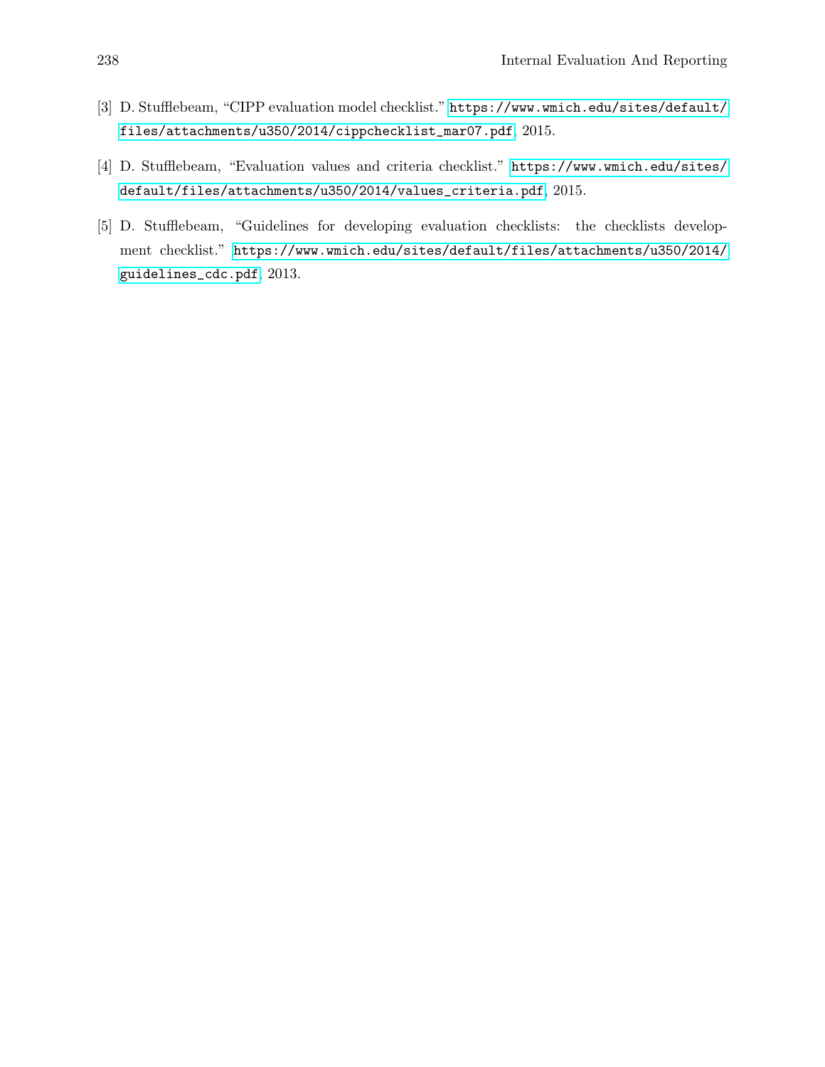[3] D. Stufflebeam, "CIPP evaluation model checklist." https://www.wmich.edu/sites/default/files/attachments/u350/2014/cippchecklist_mar07.pdf, 2015.

[4] D. Stufflebeam, "Evaluation values and criteria checklist." https://www.wmich.edu/sites/default/files/attachments/u350/2014/values_criteria.pdf, 2015.

[5] D. Stufflebeam, "Guidelines for developing evaluation checklists: the checklists development checklist." https://www.wmich.edu/sites/default/files/attachments/u350/2014/guidelines_cdc.pdf, 2013.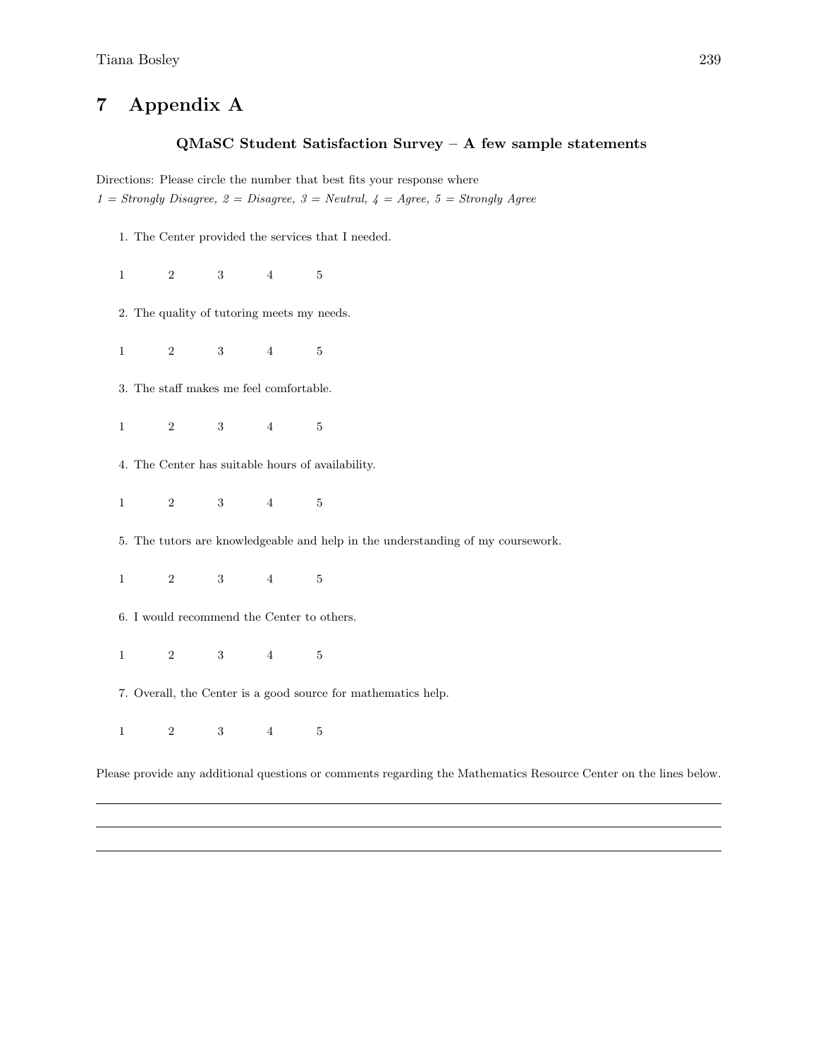# 7 Appendix A

### QMaSC Student Satisfaction Survey – A few sample statements

Directions: Please circle the number that best fits your response where
*1 = Strongly Disagree, 2 = Disagree, 3 = Neutral, 4 = Agree, 5 = Strongly Agree*

1. The Center provided the services that I needed.

   1 2 3 4 5

2. The quality of tutoring meets my needs.

   1 2 3 4 5

3. The staff makes me feel comfortable.

   1 2 3 4 5

4. The Center has suitable hours of availability.

   1 2 3 4 5

5. The tutors are knowledgeable and help in the understanding of my coursework.

   1 2 3 4 5

6. I would recommend the Center to others.

   1 2 3 4 5

7. Overall, the Center is a good source for mathematics help.

   1 2 3 4 5

Please provide any additional questions or comments regarding the Mathematics Resource Center on the lines below.

---

---

---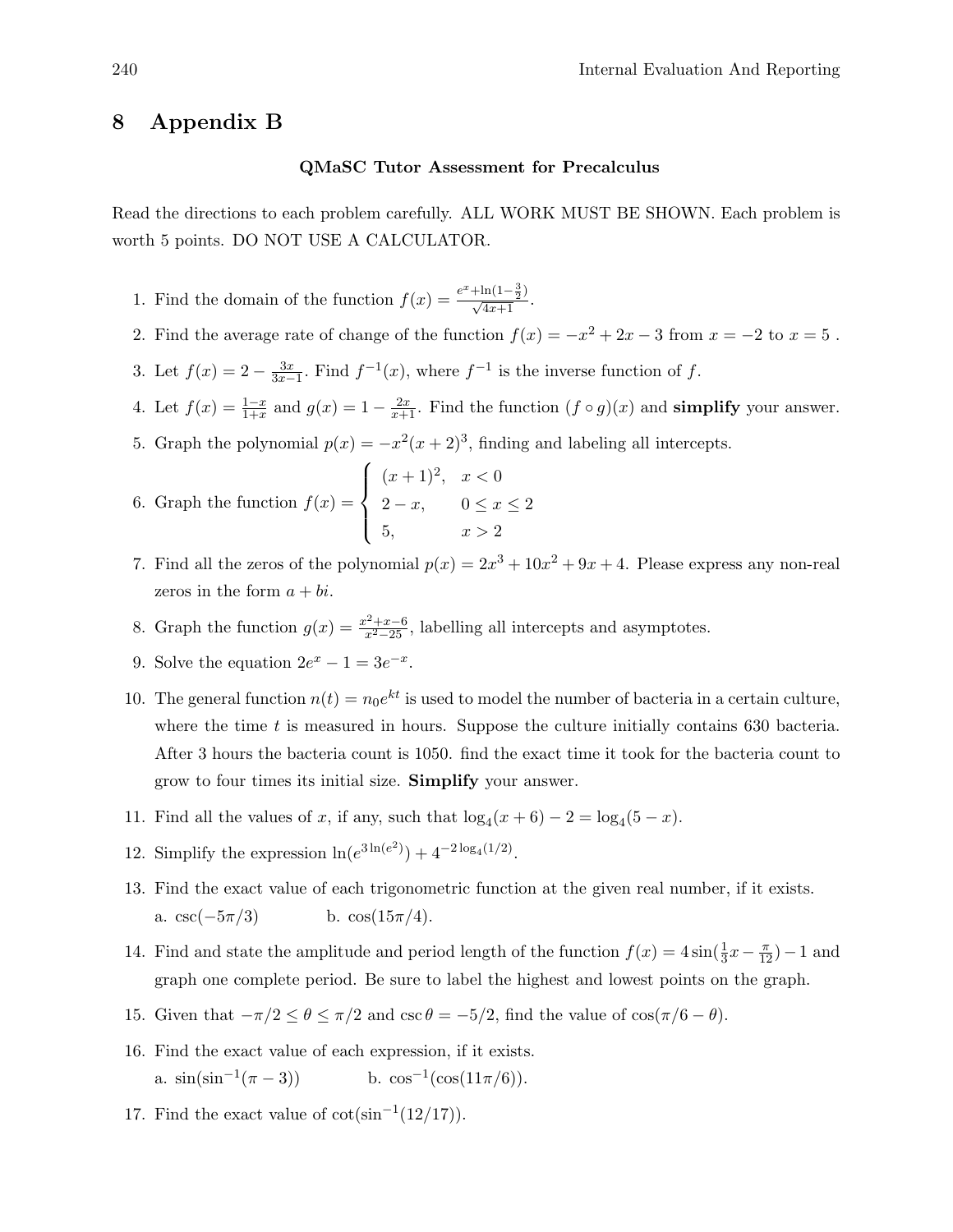## 8 Appendix B

**QMaSC Tutor Assessment for Precalculus**

Read the directions to each problem carefully. ALL WORK MUST BE SHOWN. Each problem is worth 5 points. DO NOT USE A CALCULATOR.

1. Find the domain of the function $f(x) = \frac{e^x + \ln(1 - \frac{3}{2})}{\sqrt{4x+1}}$.
2. Find the average rate of change of the function $f(x) = -x^2 + 2x - 3$ from $x = -2$ to $x = 5$ .
3. Let $f(x) = 2 - \frac{3x}{3x-1}$. Find $f^{-1}(x)$, where $f^{-1}$ is the inverse function of $f$.
4. Let $f(x) = \frac{1-x}{1+x}$ and $g(x) = 1 - \frac{2x}{x+1}$. Find the function $(f \circ g)(x)$ and **simplify** your answer.
5. Graph the polynomial $p(x) = -x^2(x+2)^3$, finding and labeling all intercepts.
6. Graph the function $f(x) = \begin{cases} (x+1)^2, & x < 0 \\ 2 - x, & 0 \leq x \leq 2 \\ 5, & x > 2 \end{cases}$
7. Find all the zeros of the polynomial $p(x) = 2x^3 + 10x^2 + 9x + 4$. Please express any non-real zeros in the form $a + bi$.
8. Graph the function $g(x) = \frac{x^2+x-6}{x^2-25}$, labelling all intercepts and asymptotes.
9. Solve the equation $2e^x - 1 = 3e^{-x}$.
10. The general function $n(t) = n_0 e^{kt}$ is used to model the number of bacteria in a certain culture, where the time $t$ is measured in hours. Suppose the culture initially contains 630 bacteria. After 3 hours the bacteria count is 1050. find the exact time it took for the bacteria count to grow to four times its initial size. **Simplify** your answer.
11. Find all the values of $x$, if any, such that $\log_4(x+6) - 2 = \log_4(5-x)$.
12. Simplify the expression $\ln(e^{3\ln(e^2)}) + 4^{-2\log_4(1/2)}$.
13. Find the exact value of each trigonometric function at the given real number, if it exists.
    a. $\csc(-5\pi/3)$ b. $\cos(15\pi/4)$.
14. Find and state the amplitude and period length of the function $f(x) = 4\sin(\frac{1}{3}x - \frac{\pi}{12}) - 1$ and graph one complete period. Be sure to label the highest and lowest points on the graph.
15. Given that $-\pi/2 \leq \theta \leq \pi/2$ and $\csc\theta = -5/2$, find the value of $\cos(\pi/6 - \theta)$.
16. Find the exact value of each expression, if it exists.
    a. $\sin(\sin^{-1}(\pi - 3))$ b. $\cos^{-1}(\cos(11\pi/6))$.
17. Find the exact value of $\cot(\sin^{-1}(12/17))$.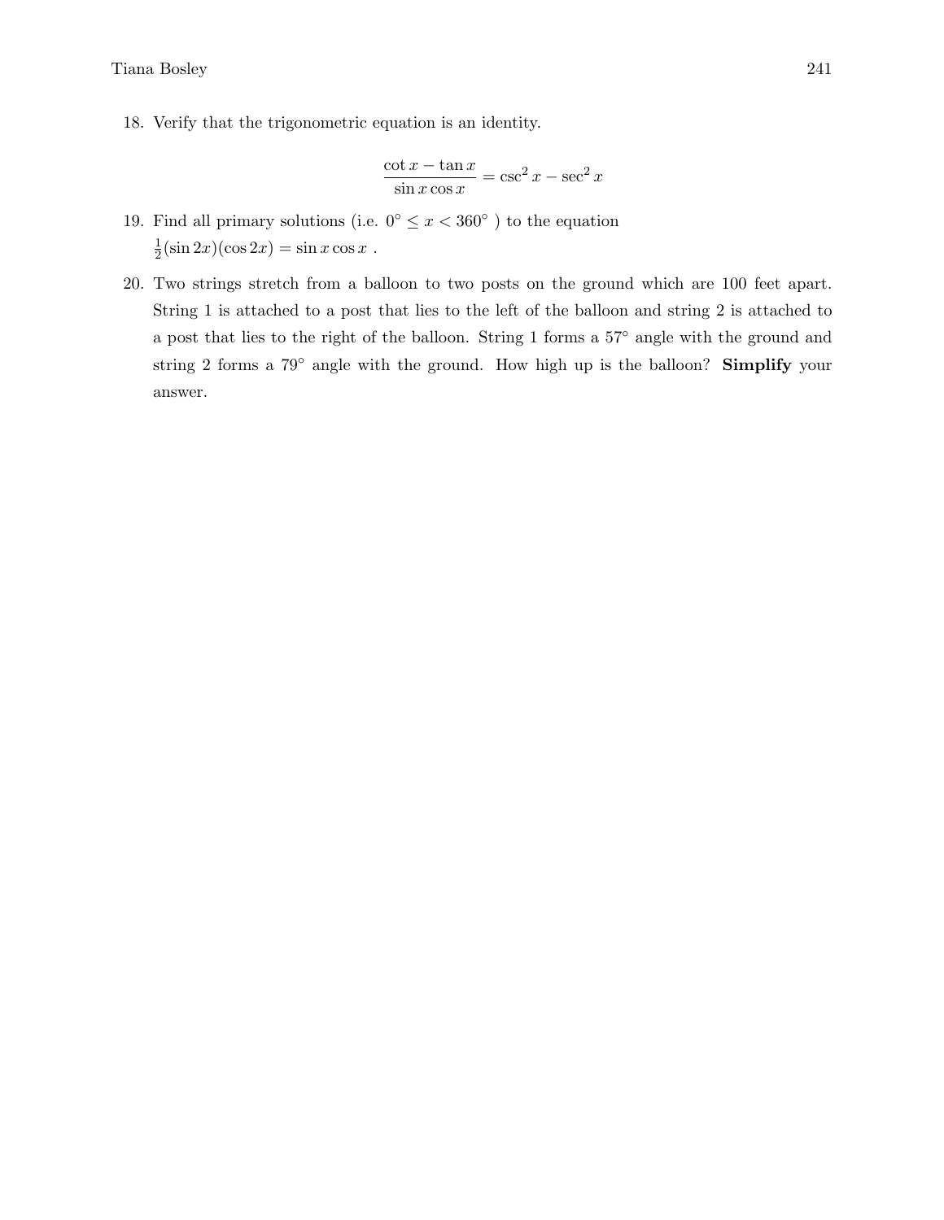18. Verify that the trigonometric equation is an identity.

$$\frac{\cot x - \tan x}{\sin x \cos x} = \csc^2 x - \sec^2 x$$

19. Find all primary solutions (i.e. $0^\circ \leq x < 360^\circ$ ) to the equation $\frac{1}{2}(\sin 2x)(\cos 2x) = \sin x \cos x$ .

20. Two strings stretch from a balloon to two posts on the ground which are 100 feet apart. String 1 is attached to a post that lies to the left of the balloon and string 2 is attached to a post that lies to the right of the balloon. String 1 forms a $57^\circ$ angle with the ground and string 2 forms a $79^\circ$ angle with the ground. How high up is the balloon? **Simplify** your answer.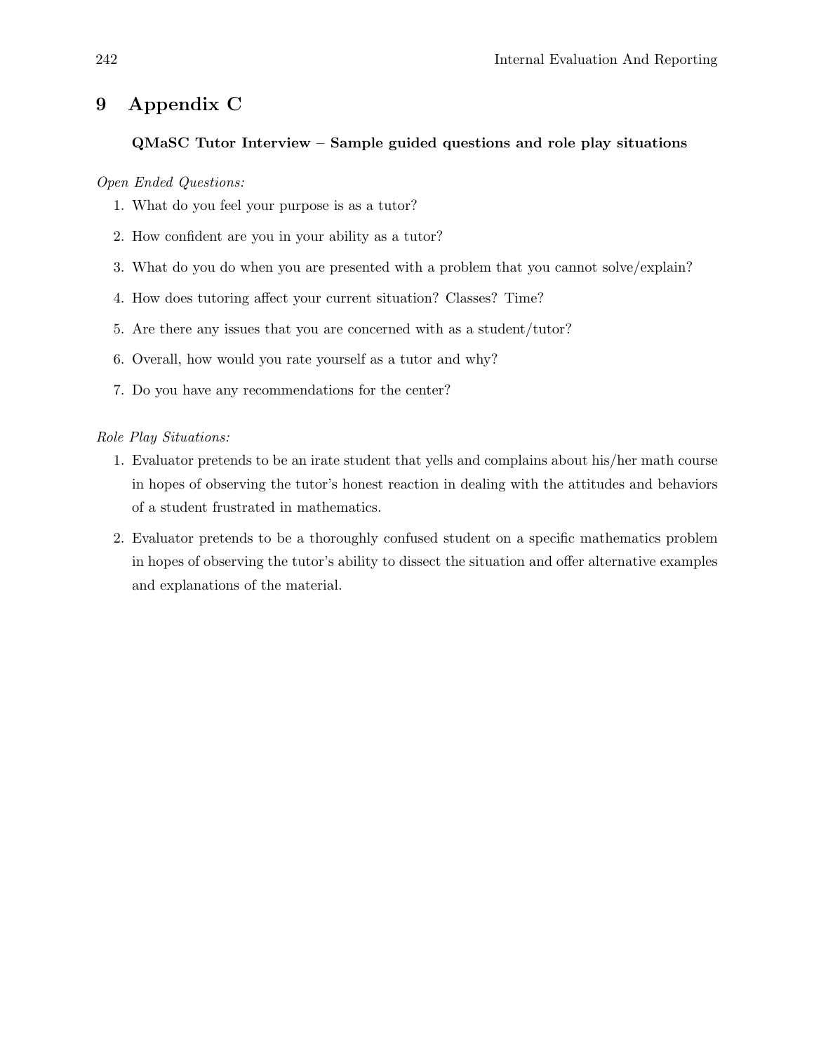# 9 Appendix C

**QMaSC Tutor Interview – Sample guided questions and role play situations**

*Open Ended Questions:*

1. What do you feel your purpose is as a tutor?
2. How confident are you in your ability as a tutor?
3. What do you do when you are presented with a problem that you cannot solve/explain?
4. How does tutoring affect your current situation? Classes? Time?
5. Are there any issues that you are concerned with as a student/tutor?
6. Overall, how would you rate yourself as a tutor and why?
7. Do you have any recommendations for the center?

*Role Play Situations:*

1. Evaluator pretends to be an irate student that yells and complains about his/her math course in hopes of observing the tutor's honest reaction in dealing with the attitudes and behaviors of a student frustrated in mathematics.
2. Evaluator pretends to be a thoroughly confused student on a specific mathematics problem in hopes of observing the tutor's ability to dissect the situation and offer alternative examples and explanations of the material.